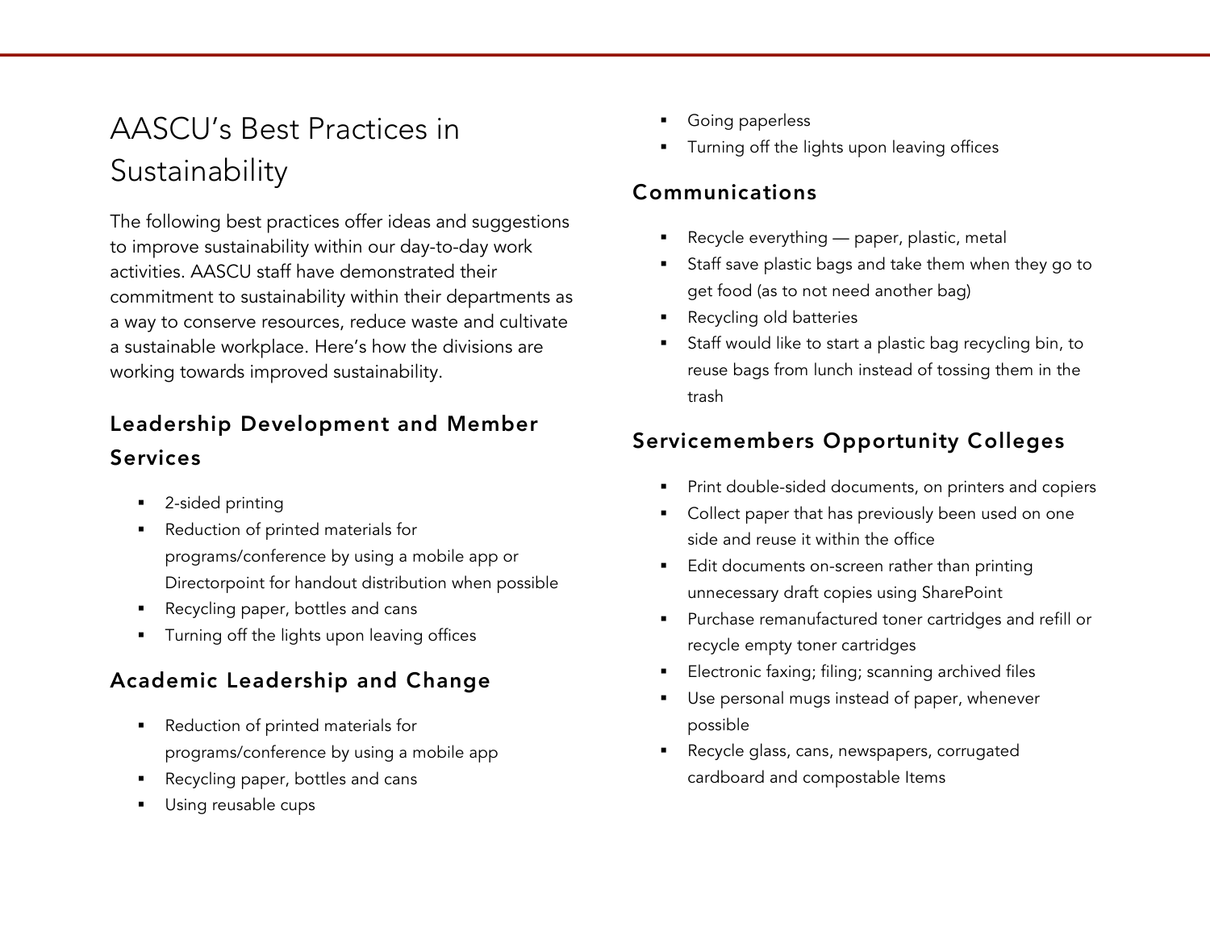# AASCU's Best Practices in Sustainability

The following best practices offer ideas and suggestions to improve sustainability within our day-to-day work activities. AASCU staff have demonstrated their commitment to sustainability within their departments as a way to conserve resources, reduce waste and cultivate a sustainable workplace. Here's how the divisions are working towards improved sustainability.

## Leadership Development and Member Services

- 2-sided printing
- Reduction of printed materials for programs/conference by using a mobile app or Directorpoint for handout distribution when possible
- Recycling paper, bottles and cans
- Turning off the lights upon leaving offices

## Academic Leadership and Change

- Reduction of printed materials for programs/conference by using a mobile app
- Recycling paper, bottles and cans
- Using reusable cups
- Going paperless
- Turning off the lights upon leaving offices

## Communications

- Recycle everything — paper, plastic, metal
- Staff save plastic bags and take them when they go to get food (as to not need another bag)
- Recycling old batteries
- Staff would like to start a plastic bag recycling bin, to reuse bags from lunch instead of tossing them in the trash

## Servicemembers Opportunity Colleges

- Print double-sided documents, on printers and copiers
- Collect paper that has previously been used on one side and reuse it within the office
- Edit documents on-screen rather than printing unnecessary draft copies using SharePoint
- Purchase remanufactured toner cartridges and refill or recycle empty toner cartridges
- Electronic faxing; filing; scanning archived files
- Use personal mugs instead of paper, whenever possible
- Recycle glass, cans, newspapers, corrugated cardboard and compostable Items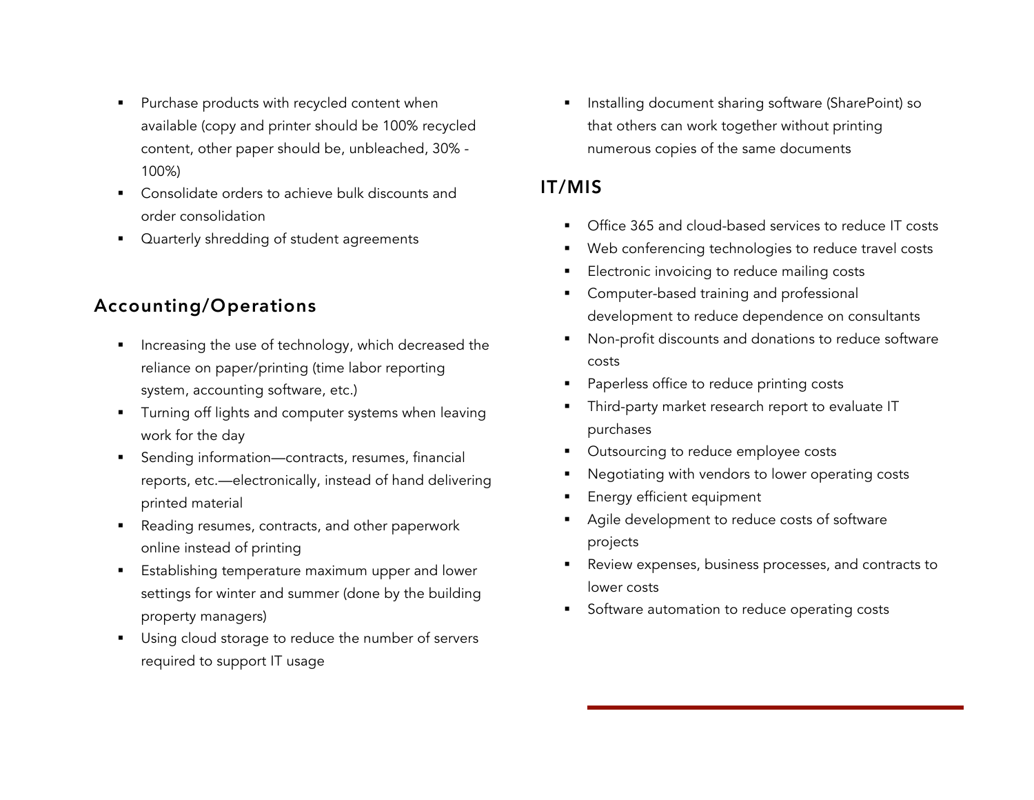- Purchase products with recycled content when available (copy and printer should be 100% recycled content, other paper should be, unbleached, 30% - 100%)
- Consolidate orders to achieve bulk discounts and order consolidation
- Quarterly shredding of student agreements

## Accounting/Operations

- Increasing the use of technology, which decreased the reliance on paper/printing (time labor reporting system, accounting software, etc.)
- Turning off lights and computer systems when leaving work for the day
- Sending information—contracts, resumes, financial reports, etc.—electronically, instead of hand delivering printed material
- Reading resumes, contracts, and other paperwork online instead of printing
- Establishing temperature maximum upper and lower settings for winter and summer (done by the building property managers)
- Using cloud storage to reduce the number of servers required to support IT usage
- Installing document sharing software (SharePoint) so that others can work together without printing numerous copies of the same documents

## IT/MIS

- Office 365 and cloud-based services to reduce IT costs
- Web conferencing technologies to reduce travel costs
- Electronic invoicing to reduce mailing costs
- Computer-based training and professional development to reduce dependence on consultants
- Non-profit discounts and donations to reduce software costs
- Paperless office to reduce printing costs
- Third-party market research report to evaluate IT purchases
- Outsourcing to reduce employee costs
- Negotiating with vendors to lower operating costs
- Energy efficient equipment
- Agile development to reduce costs of software projects
- Review expenses, business processes, and contracts to lower costs
- Software automation to reduce operating costs